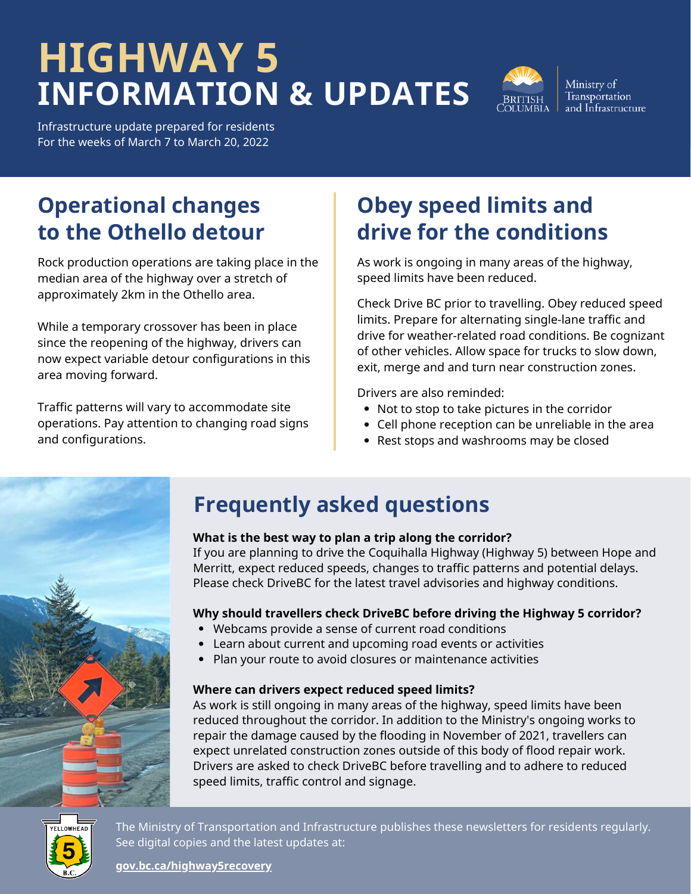# HIGHWAY 5
# INFORMATION & UPDATES

Ministry of Transportation and Infrastructure

Infrastructure update prepared for residents
For the weeks of March 7 to March 20, 2022

## Operational changes to the Othello detour

Rock production operations are taking place in the median area of the highway over a stretch of approximately 2km in the Othello area.

While a temporary crossover has been in place since the reopening of the highway, drivers can now expect variable detour configurations in this area moving forward.

Traffic patterns will vary to accommodate site operations. Pay attention to changing road signs and configurations.

## Obey speed limits and drive for the conditions

As work is ongoing in many areas of the highway, speed limits have been reduced.

Check Drive BC prior to travelling. Obey reduced speed limits. Prepare for alternating single-lane traffic and drive for weather-related road conditions. Be cognizant of other vehicles. Allow space for trucks to slow down, exit, merge and and turn near construction zones.

Drivers are also reminded:

- Not to stop to take pictures in the corridor
- Cell phone reception can be unreliable in the area
- Rest stops and washrooms may be closed

## Frequently asked questions

**What is the best way to plan a trip along the corridor?**
If you are planning to drive the Coquihalla Highway (Highway 5) between Hope and Merritt, expect reduced speeds, changes to traffic patterns and potential delays. Please check DriveBC for the latest travel advisories and highway conditions.

**Why should travellers check DriveBC before driving the Highway 5 corridor?**

- Webcams provide a sense of current road conditions
- Learn about current and upcoming road events or activities
- Plan your route to avoid closures or maintenance activities

**Where can drivers expect reduced speed limits?**
As work is still ongoing in many areas of the highway, speed limits have been reduced throughout the corridor. In addition to the Ministry's ongoing works to repair the damage caused by the flooding in November of 2021, travellers can expect unrelated construction zones outside of this body of flood repair work. Drivers are asked to check DriveBC before travelling and to adhere to reduced speed limits, traffic control and signage.

The Ministry of Transportation and Infrastructure publishes these newsletters for residents regularly. See digital copies and the latest updates at:

**gov.bc.ca/highway5recovery**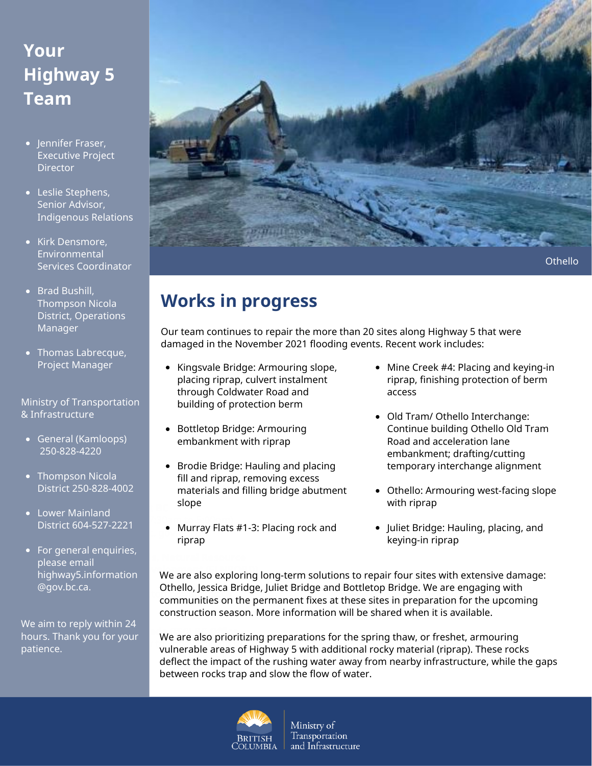# Your Highway 5 Team

- Jennifer Fraser, Executive Project Director
- Leslie Stephens, Senior Advisor, Indigenous Relations
- Kirk Densmore, Environmental Services Coordinator
- Brad Bushill, Thompson Nicola District, Operations Manager
- Thomas Labrecque, Project Manager

Ministry of Transportation & Infrastructure

- General (Kamloops) 250-828-4220
- Thompson Nicola District 250-828-4002
- Lower Mainland District 604-527-2221
- For general enquiries, please email highway5.information@gov.bc.ca.

We aim to reply within 24 hours. Thank you for your patience.

Othello

## Works in progress

Our team continues to repair the more than 20 sites along Highway 5 that were damaged in the November 2021 flooding events. Recent work includes:

- Kingsvale Bridge: Armouring slope, placing riprap, culvert instalment through Coldwater Road and building of protection berm
- Bottletop Bridge: Armouring embankment with riprap
- Brodie Bridge: Hauling and placing fill and riprap, removing excess materials and filling bridge abutment slope
- Murray Flats #1-3: Placing rock and riprap
- Mine Creek #4: Placing and keying-in riprap, finishing protection of berm access
- Old Tram/ Othello Interchange: Continue building Othello Old Tram Road and acceleration lane embankment; drafting/cutting temporary interchange alignment
- Othello: Armouring west-facing slope with riprap
- Juliet Bridge: Hauling, placing, and keying-in riprap

We are also exploring long-term solutions to repair four sites with extensive damage: Othello, Jessica Bridge, Juliet Bridge and Bottletop Bridge. We are engaging with communities on the permanent fixes at these sites in preparation for the upcoming construction season. More information will be shared when it is available.

We are also prioritizing preparations for the spring thaw, or freshet, armouring vulnerable areas of Highway 5 with additional rocky material (riprap). These rocks deflect the impact of the rushing water away from nearby infrastructure, while the gaps between rocks trap and slow the flow of water.

British Columbia | Ministry of Transportation and Infrastructure